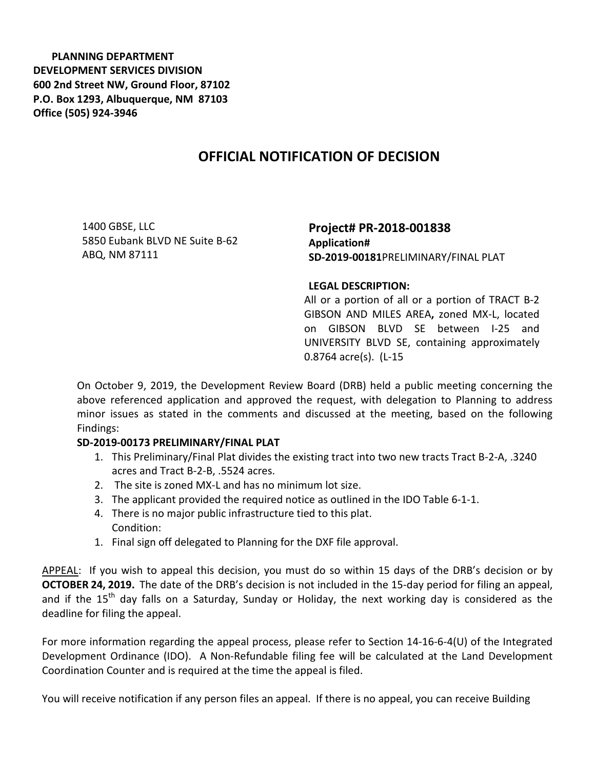**PLANNING DEPARTMENT**
**DEVELOPMENT SERVICES DIVISION**
**600 2nd Street NW, Ground Floor, 87102**
**P.O. Box 1293, Albuquerque, NM 87103**
**Office (505) 924-3946**

# OFFICIAL NOTIFICATION OF DECISION

1400 GBSE, LLC
5850 Eubank BLVD NE Suite B-62
ABQ, NM 87111

**Project# PR-2018-001838**
**Application#**
**SD-2019-00181**PRELIMINARY/FINAL PLAT

**LEGAL DESCRIPTION:**
All or a portion of all or a portion of TRACT B-2 GIBSON AND MILES AREA**,** zoned MX-L, located on GIBSON BLVD SE between I-25 and UNIVERSITY BLVD SE, containing approximately 0.8764 acre(s). (L-15

On October 9, 2019, the Development Review Board (DRB) held a public meeting concerning the above referenced application and approved the request, with delegation to Planning to address minor issues as stated in the comments and discussed at the meeting, based on the following Findings:

**SD-2019-00173 PRELIMINARY/FINAL PLAT**

1. This Preliminary/Final Plat divides the existing tract into two new tracts Tract B-2-A, .3240 acres and Tract B-2-B, .5524 acres.
2. The site is zoned MX-L and has no minimum lot size.
3. The applicant provided the required notice as outlined in the IDO Table 6-1-1.
4. There is no major public infrastructure tied to this plat.

Condition:

1. Final sign off delegated to Planning for the DXF file approval.

APPEAL: If you wish to appeal this decision, you must do so within 15 days of the DRB's decision or by **OCTOBER 24, 2019.** The date of the DRB's decision is not included in the 15-day period for filing an appeal, and if the 15th day falls on a Saturday, Sunday or Holiday, the next working day is considered as the deadline for filing the appeal.

For more information regarding the appeal process, please refer to Section 14-16-6-4(U) of the Integrated Development Ordinance (IDO). A Non-Refundable filing fee will be calculated at the Land Development Coordination Counter and is required at the time the appeal is filed.

You will receive notification if any person files an appeal. If there is no appeal, you can receive Building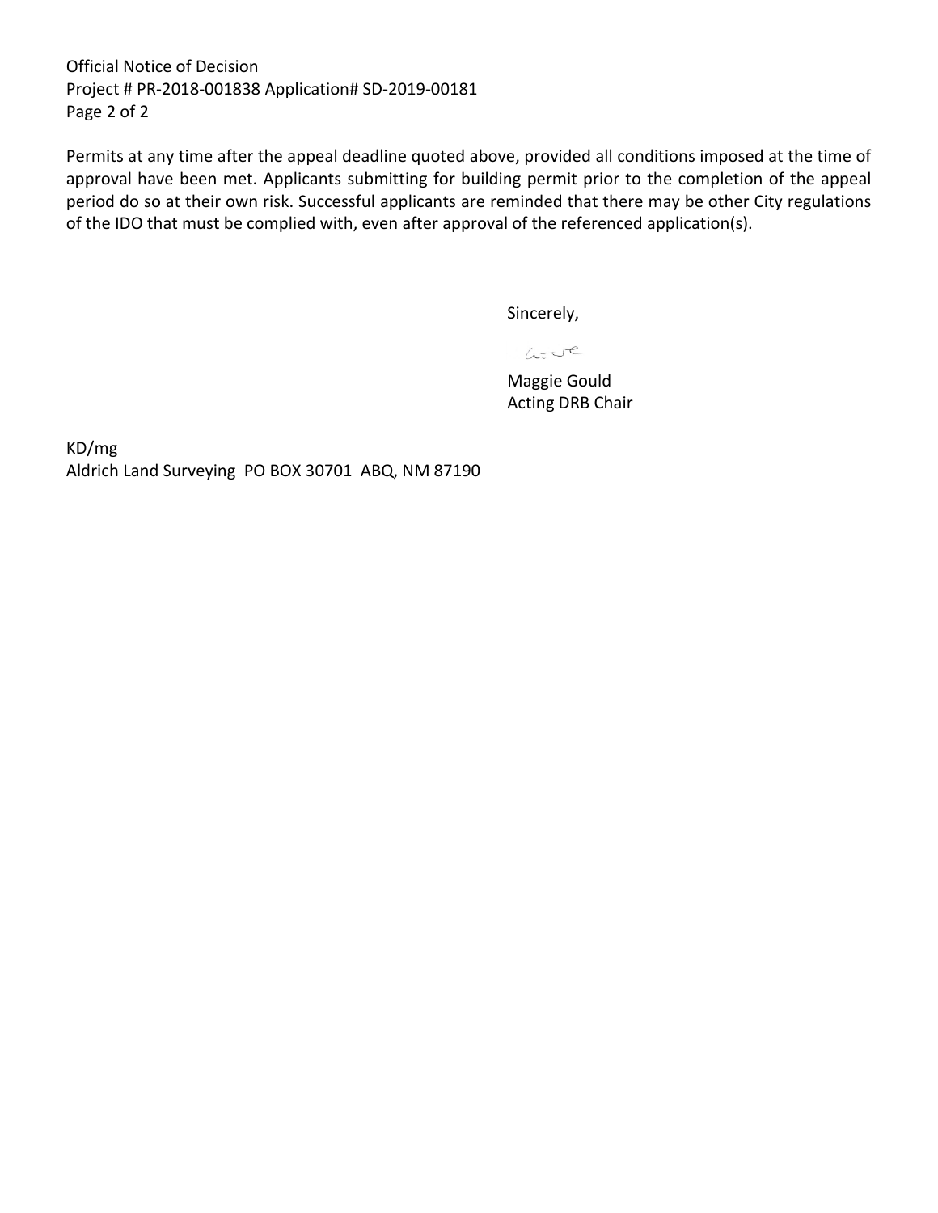Permits at any time after the appeal deadline quoted above, provided all conditions imposed at the time of approval have been met. Applicants submitting for building permit prior to the completion of the appeal period do so at their own risk. Successful applicants are reminded that there may be other City regulations of the IDO that must be complied with, even after approval of the referenced application(s).

Sincerely,

Maggie Gould
Acting DRB Chair

KD/mg
Aldrich Land Surveying PO BOX 30701 ABQ, NM 87190